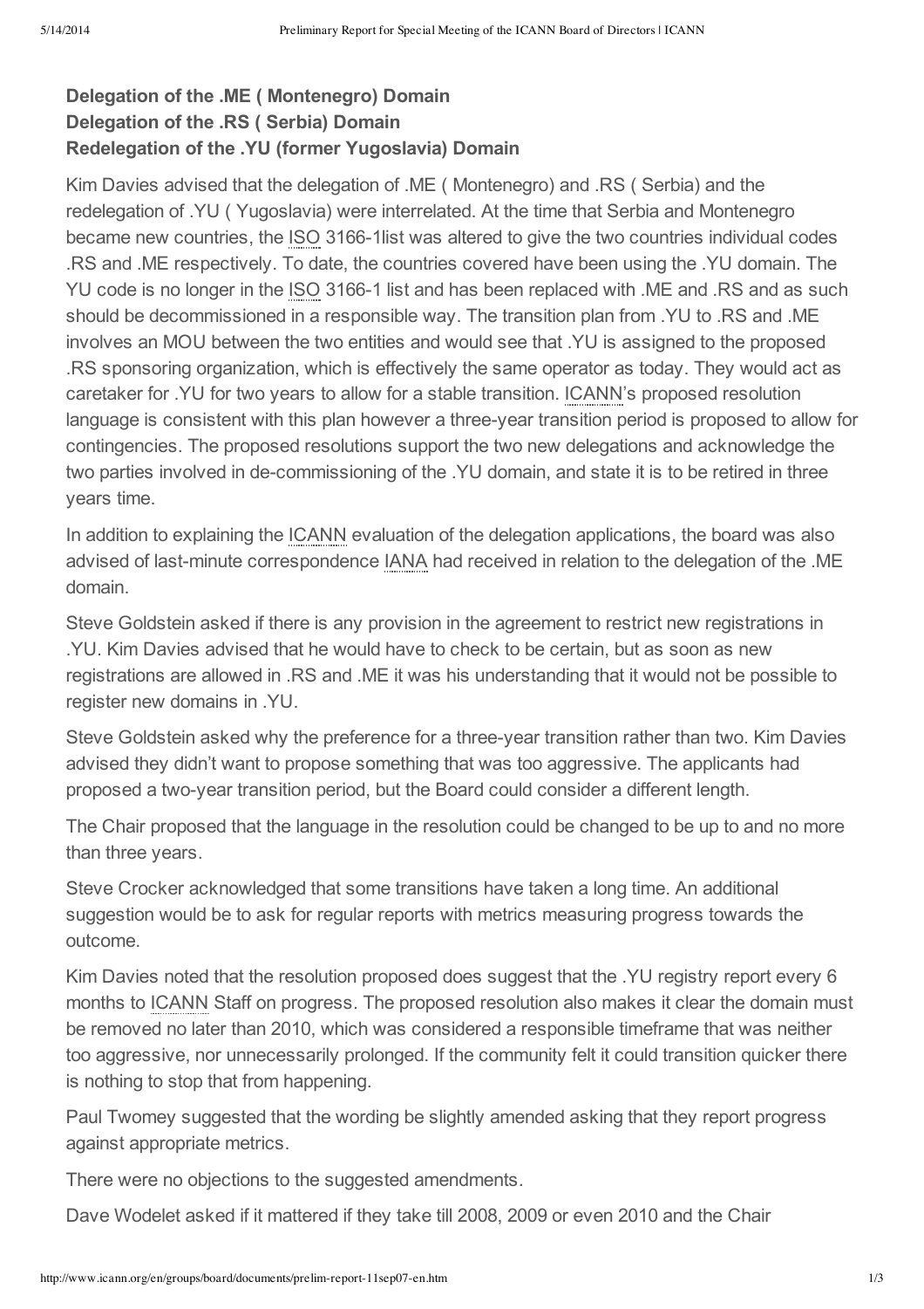**Delegation of the .ME ( Montenegro) Domain**
**Delegation of the .RS ( Serbia) Domain**
**Redelegation of the .YU (former Yugoslavia) Domain**

Kim Davies advised that the delegation of .ME ( Montenegro) and .RS ( Serbia) and the redelegation of .YU ( Yugoslavia) were interrelated. At the time that Serbia and Montenegro became new countries, the ISO 3166-1list was altered to give the two countries individual codes .RS and .ME respectively. To date, the countries covered have been using the .YU domain. The YU code is no longer in the ISO 3166-1 list and has been replaced with .ME and .RS and as such should be decommissioned in a responsible way. The transition plan from .YU to .RS and .ME involves an MOU between the two entities and would see that .YU is assigned to the proposed .RS sponsoring organization, which is effectively the same operator as today. They would act as caretaker for .YU for two years to allow for a stable transition. ICANN's proposed resolution language is consistent with this plan however a three-year transition period is proposed to allow for contingencies. The proposed resolutions support the two new delegations and acknowledge the two parties involved in de-commissioning of the .YU domain, and state it is to be retired in three years time.

In addition to explaining the ICANN evaluation of the delegation applications, the board was also advised of last-minute correspondence IANA had received in relation to the delegation of the .ME domain.

Steve Goldstein asked if there is any provision in the agreement to restrict new registrations in .YU. Kim Davies advised that he would have to check to be certain, but as soon as new registrations are allowed in .RS and .ME it was his understanding that it would not be possible to register new domains in .YU.

Steve Goldstein asked why the preference for a three-year transition rather than two. Kim Davies advised they didn't want to propose something that was too aggressive. The applicants had proposed a two-year transition period, but the Board could consider a different length.

The Chair proposed that the language in the resolution could be changed to be up to and no more than three years.

Steve Crocker acknowledged that some transitions have taken a long time. An additional suggestion would be to ask for regular reports with metrics measuring progress towards the outcome.

Kim Davies noted that the resolution proposed does suggest that the .YU registry report every 6 months to ICANN Staff on progress. The proposed resolution also makes it clear the domain must be removed no later than 2010, which was considered a responsible timeframe that was neither too aggressive, nor unnecessarily prolonged. If the community felt it could transition quicker there is nothing to stop that from happening.

Paul Twomey suggested that the wording be slightly amended asking that they report progress against appropriate metrics.

There were no objections to the suggested amendments.

Dave Wodelet asked if it mattered if they take till 2008, 2009 or even 2010 and the Chair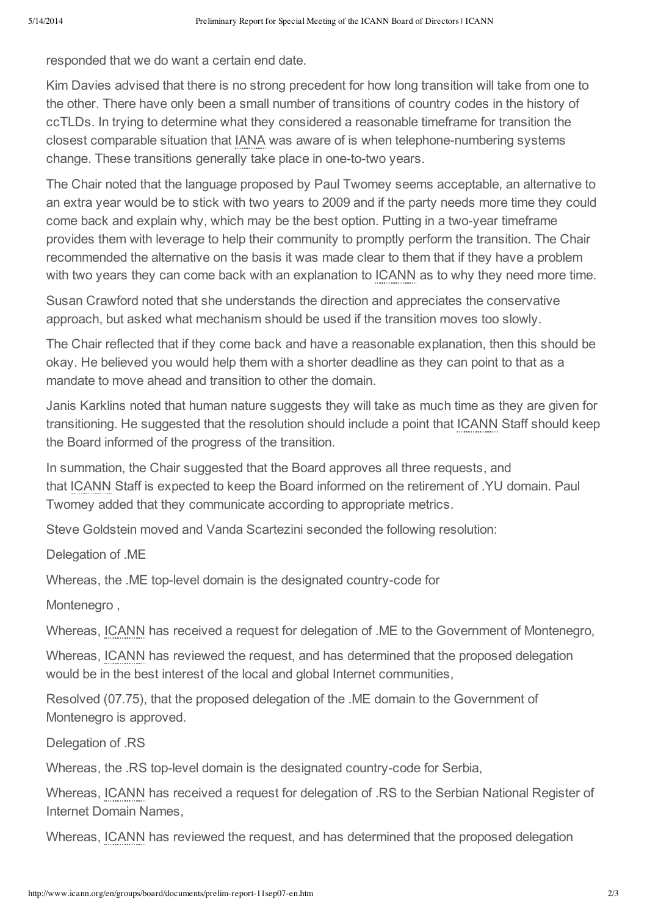responded that we do want a certain end date.

Kim Davies advised that there is no strong precedent for how long transition will take from one to the other. There have only been a small number of transitions of country codes in the history of ccTLDs. In trying to determine what they considered a reasonable timeframe for transition the closest comparable situation that IANA was aware of is when telephone-numbering systems change. These transitions generally take place in one-to-two years.

The Chair noted that the language proposed by Paul Twomey seems acceptable, an alternative to an extra year would be to stick with two years to 2009 and if the party needs more time they could come back and explain why, which may be the best option. Putting in a two-year timeframe provides them with leverage to help their community to promptly perform the transition. The Chair recommended the alternative on the basis it was made clear to them that if they have a problem with two years they can come back with an explanation to ICANN as to why they need more time.

Susan Crawford noted that she understands the direction and appreciates the conservative approach, but asked what mechanism should be used if the transition moves too slowly.

The Chair reflected that if they come back and have a reasonable explanation, then this should be okay. He believed you would help them with a shorter deadline as they can point to that as a mandate to move ahead and transition to other the domain.

Janis Karklins noted that human nature suggests they will take as much time as they are given for transitioning. He suggested that the resolution should include a point that ICANN Staff should keep the Board informed of the progress of the transition.

In summation, the Chair suggested that the Board approves all three requests, and that ICANN Staff is expected to keep the Board informed on the retirement of .YU domain. Paul Twomey added that they communicate according to appropriate metrics.

Steve Goldstein moved and Vanda Scartezini seconded the following resolution:

Delegation of .ME

Whereas, the .ME top-level domain is the designated country-code for

Montenegro ,

Whereas, ICANN has received a request for delegation of .ME to the Government of Montenegro,

Whereas, ICANN has reviewed the request, and has determined that the proposed delegation would be in the best interest of the local and global Internet communities,

Resolved (07.75), that the proposed delegation of the .ME domain to the Government of Montenegro is approved.

Delegation of .RS

Whereas, the .RS top-level domain is the designated country-code for Serbia,

Whereas, ICANN has received a request for delegation of .RS to the Serbian National Register of Internet Domain Names,

Whereas, ICANN has reviewed the request, and has determined that the proposed delegation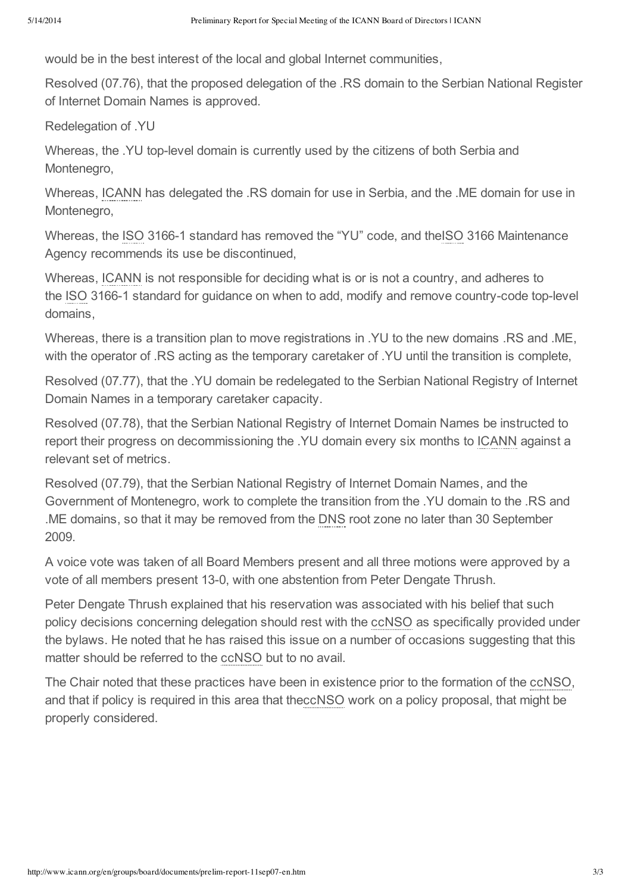would be in the best interest of the local and global Internet communities,

Resolved (07.76), that the proposed delegation of the .RS domain to the Serbian National Register of Internet Domain Names is approved.

Redelegation of .YU

Whereas, the .YU top-level domain is currently used by the citizens of both Serbia and Montenegro,

Whereas, ICANN has delegated the .RS domain for use in Serbia, and the .ME domain for use in Montenegro,

Whereas, the ISO 3166-1 standard has removed the "YU" code, and theISO 3166 Maintenance Agency recommends its use be discontinued,

Whereas, ICANN is not responsible for deciding what is or is not a country, and adheres to the ISO 3166-1 standard for guidance on when to add, modify and remove country-code top-level domains,

Whereas, there is a transition plan to move registrations in .YU to the new domains .RS and .ME, with the operator of .RS acting as the temporary caretaker of .YU until the transition is complete,

Resolved (07.77), that the .YU domain be redelegated to the Serbian National Registry of Internet Domain Names in a temporary caretaker capacity.

Resolved (07.78), that the Serbian National Registry of Internet Domain Names be instructed to report their progress on decommissioning the .YU domain every six months to ICANN against a relevant set of metrics.

Resolved (07.79), that the Serbian National Registry of Internet Domain Names, and the Government of Montenegro, work to complete the transition from the .YU domain to the .RS and .ME domains, so that it may be removed from the DNS root zone no later than 30 September 2009.

A voice vote was taken of all Board Members present and all three motions were approved by a vote of all members present 13-0, with one abstention from Peter Dengate Thrush.

Peter Dengate Thrush explained that his reservation was associated with his belief that such policy decisions concerning delegation should rest with the ccNSO as specifically provided under the bylaws. He noted that he has raised this issue on a number of occasions suggesting that this matter should be referred to the ccNSO but to no avail.

The Chair noted that these practices have been in existence prior to the formation of the ccNSO, and that if policy is required in this area that theccNSO work on a policy proposal, that might be properly considered.